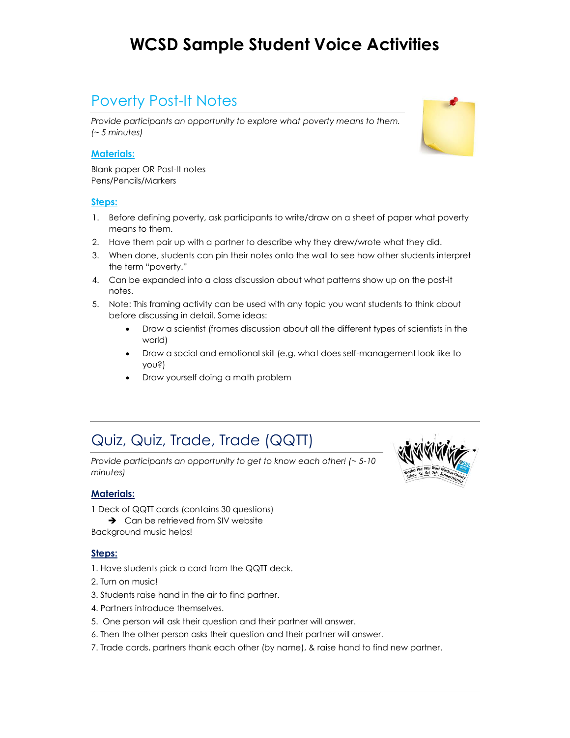# WCSD Sample Student Voice Activities

## Poverty Post-It Notes

*Provide participants an opportunity to explore what poverty means to them. (~ 5 minutes)*

### Materials:

Blank paper OR Post-It notes
Pens/Pencils/Markers

### Steps:

1. Before defining poverty, ask participants to write/draw on a sheet of paper what poverty means to them.
2. Have them pair up with a partner to describe why they drew/wrote what they did.
3. When done, students can pin their notes onto the wall to see how other students interpret the term "poverty."
4. Can be expanded into a class discussion about what patterns show up on the post-it notes.
5. Note: This framing activity can be used with any topic you want students to think about before discussing in detail. Some ideas:
    - Draw a scientist (frames discussion about all the different types of scientists in the world)
    - Draw a social and emotional skill (e.g. what does self-management look like to you?)
    - Draw yourself doing a math problem

## Quiz, Quiz, Trade, Trade (QQTT)

*Provide participants an opportunity to get to know each other! (~ 5-10 minutes)*

### Materials:

1 Deck of QQTT cards (contains 30 questions)
- ➔ Can be retrieved from SIV website

Background music helps!

### Steps:

1. Have students pick a card from the QQTT deck.
2. Turn on music!
3. Students raise hand in the air to find partner.
4. Partners introduce themselves.
5. One person will ask their question and their partner will answer.
6. Then the other person asks their question and their partner will answer.
7. Trade cards, partners thank each other (by name), & raise hand to find new partner.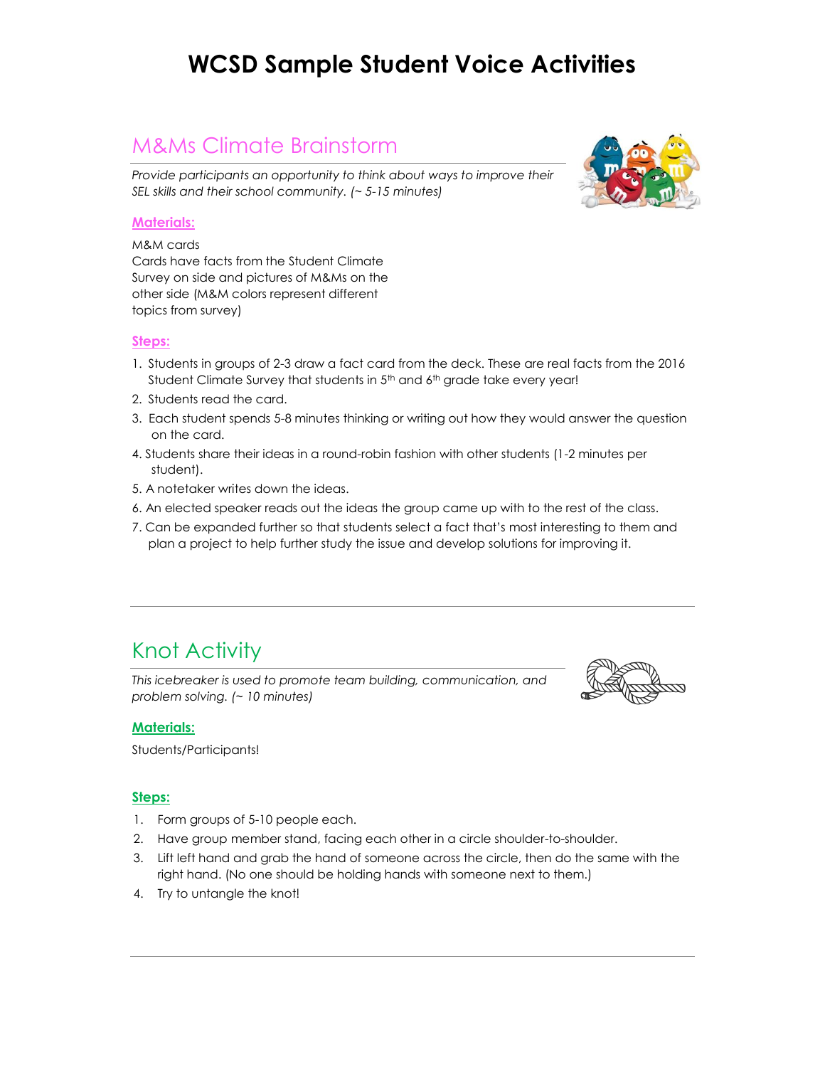# WCSD Sample Student Voice Activities

## M&Ms Climate Brainstorm

*Provide participants an opportunity to think about ways to improve their SEL skills and their school community. (~ 5-15 minutes)*

### Materials:

M&M cards
Cards have facts from the Student Climate Survey on side and pictures of M&Ms on the other side (M&M colors represent different topics from survey)

### Steps:

1. Students in groups of 2-3 draw a fact card from the deck. These are real facts from the 2016 Student Climate Survey that students in 5th and 6th grade take every year!
2. Students read the card.
3. Each student spends 5-8 minutes thinking or writing out how they would answer the question on the card.
4. Students share their ideas in a round-robin fashion with other students (1-2 minutes per student).
5. A notetaker writes down the ideas.
6. An elected speaker reads out the ideas the group came up with to the rest of the class.
7. Can be expanded further so that students select a fact that's most interesting to them and plan a project to help further study the issue and develop solutions for improving it.

---

## Knot Activity

*This icebreaker is used to promote team building, communication, and problem solving. (~ 10 minutes)*

### Materials:

Students/Participants!

### Steps:

1. Form groups of 5-10 people each.
2. Have group member stand, facing each other in a circle shoulder-to-shoulder.
3. Lift left hand and grab the hand of someone across the circle, then do the same with the right hand. (No one should be holding hands with someone next to them.)
4. Try to untangle the knot!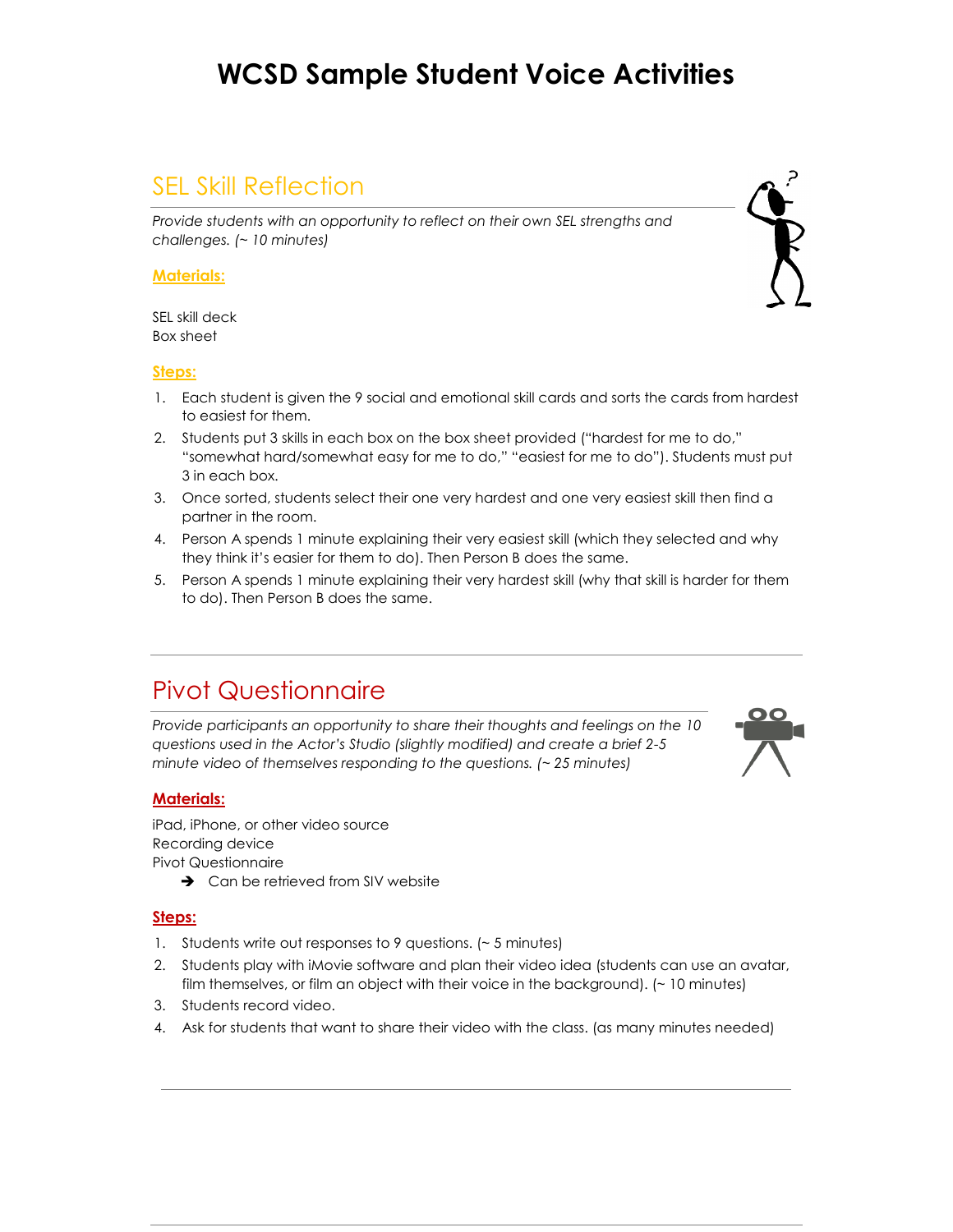# WCSD Sample Student Voice Activities

## SEL Skill Reflection

*Provide students with an opportunity to reflect on their own SEL strengths and challenges. (~ 10 minutes)*

### Materials:

SEL skill deck
Box sheet

### Steps:

1. Each student is given the 9 social and emotional skill cards and sorts the cards from hardest to easiest for them.
2. Students put 3 skills in each box on the box sheet provided ("hardest for me to do," "somewhat hard/somewhat easy for me to do," "easiest for me to do"). Students must put 3 in each box.
3. Once sorted, students select their one very hardest and one very easiest skill then find a partner in the room.
4. Person A spends 1 minute explaining their very easiest skill (which they selected and why they think it's easier for them to do). Then Person B does the same.
5. Person A spends 1 minute explaining their very hardest skill (why that skill is harder for them to do). Then Person B does the same.

## Pivot Questionnaire

*Provide participants an opportunity to share their thoughts and feelings on the 10 questions used in the Actor's Studio (slightly modified) and create a brief 2-5 minute video of themselves responding to the questions. (~ 25 minutes)*

### Materials:

iPad, iPhone, or other video source
Recording device
Pivot Questionnaire

- ➔ Can be retrieved from SIV website

### Steps:

1. Students write out responses to 9 questions. (~ 5 minutes)
2. Students play with iMovie software and plan their video idea (students can use an avatar, film themselves, or film an object with their voice in the background). (~ 10 minutes)
3. Students record video.
4. Ask for students that want to share their video with the class. (as many minutes needed)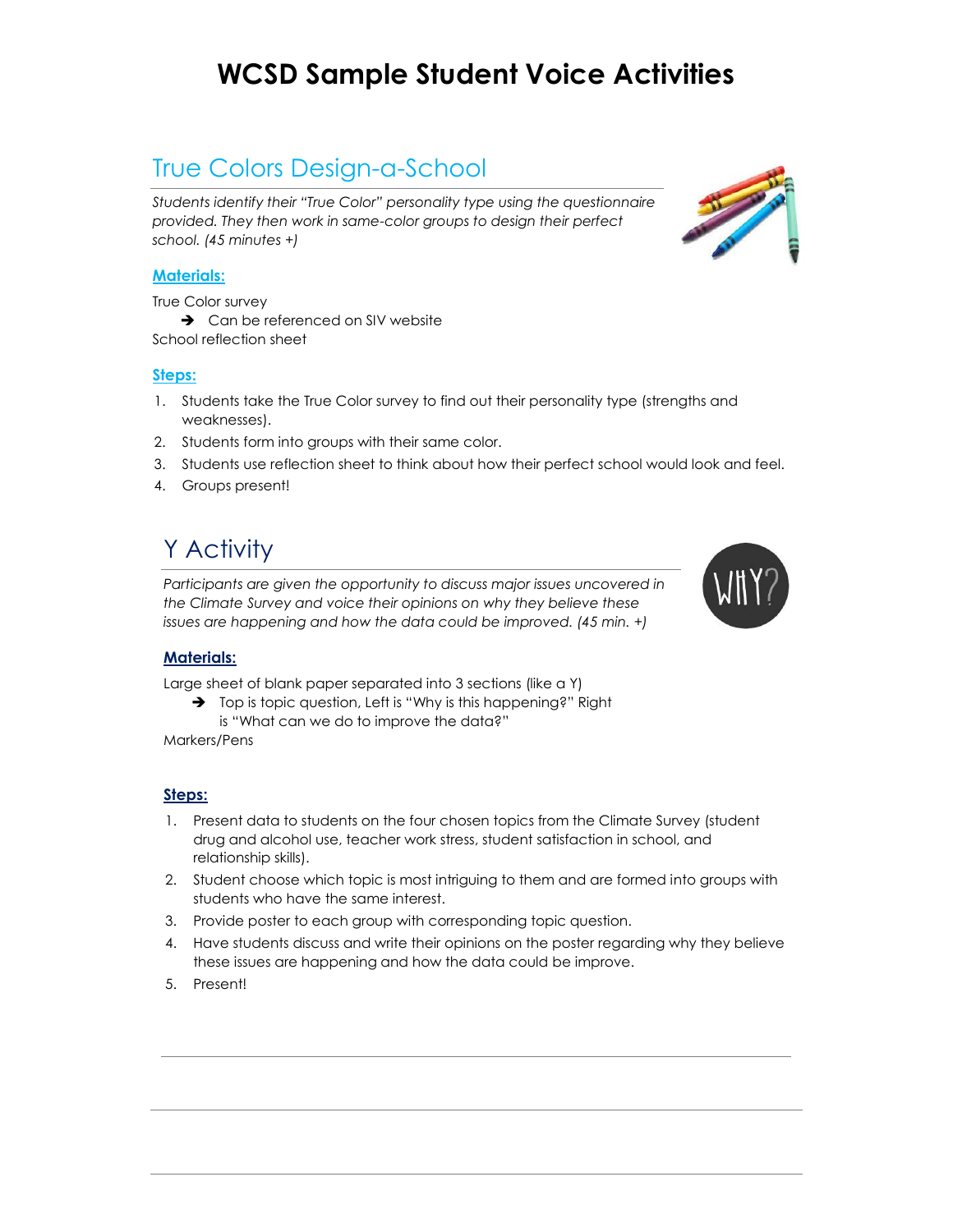# WCSD Sample Student Voice Activities

## True Colors Design-a-School

*Students identify their "True Color" personality type using the questionnaire provided. They then work in same-color groups to design their perfect school. (45 minutes +)*

### Materials:

True Color survey

- ➔ Can be referenced on SIV website

School reflection sheet

### Steps:

1. Students take the True Color survey to find out their personality type (strengths and weaknesses).
2. Students form into groups with their same color.
3. Students use reflection sheet to think about how their perfect school would look and feel.
4. Groups present!

## Y Activity

*Participants are given the opportunity to discuss major issues uncovered in the Climate Survey and voice their opinions on why they believe these issues are happening and how the data could be improved. (45 min. +)*

### Materials:

Large sheet of blank paper separated into 3 sections (like a Y)

- ➔ Top is topic question, Left is "Why is this happening?" Right is "What can we do to improve the data?"

Markers/Pens

### Steps:

1. Present data to students on the four chosen topics from the Climate Survey (student drug and alcohol use, teacher work stress, student satisfaction in school, and relationship skills).
2. Student choose which topic is most intriguing to them and are formed into groups with students who have the same interest.
3. Provide poster to each group with corresponding topic question.
4. Have students discuss and write their opinions on the poster regarding why they believe these issues are happening and how the data could be improve.
5. Present!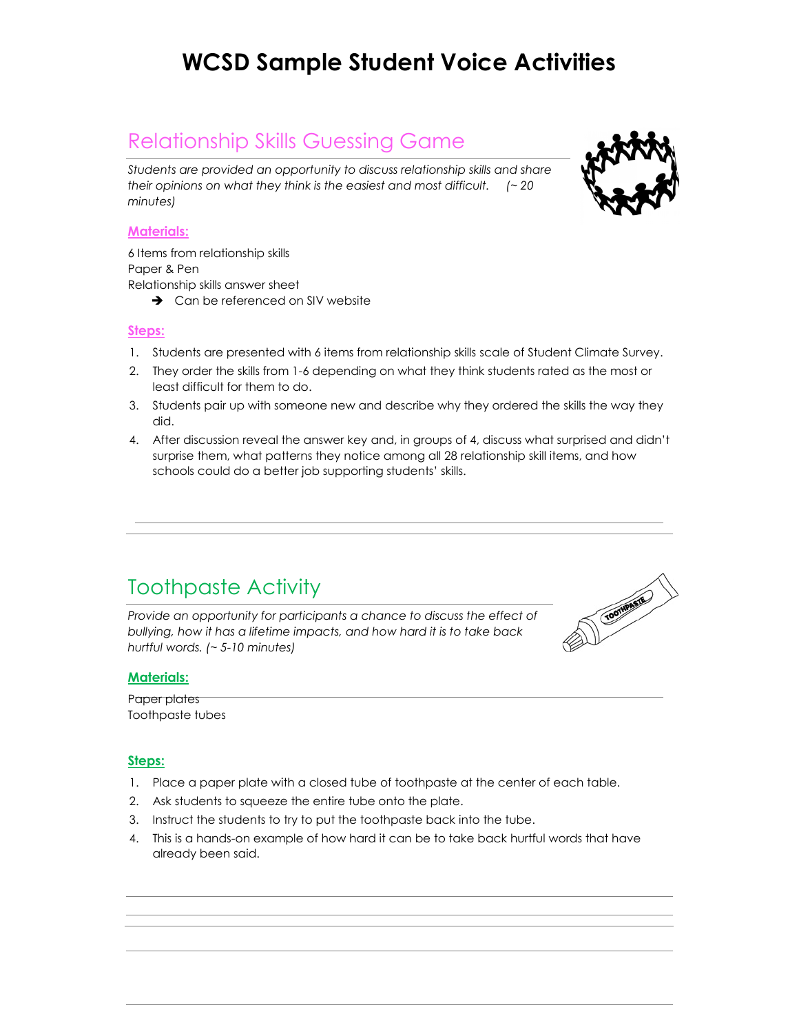# WCSD Sample Student Voice Activities

## Relationship Skills Guessing Game

*Students are provided an opportunity to discuss relationship skills and share their opinions on what they think is the easiest and most difficult. (~ 20 minutes)*

**Materials:**

6 Items from relationship skills
Paper & Pen
Relationship skills answer sheet

- ➔ Can be referenced on SIV website

**Steps:**

1. Students are presented with 6 items from relationship skills scale of Student Climate Survey.
2. They order the skills from 1-6 depending on what they think students rated as the most or least difficult for them to do.
3. Students pair up with someone new and describe why they ordered the skills the way they did.
4. After discussion reveal the answer key and, in groups of 4, discuss what surprised and didn't surprise them, what patterns they notice among all 28 relationship skill items, and how schools could do a better job supporting students' skills.

## Toothpaste Activity

*Provide an opportunity for participants a chance to discuss the effect of bullying, how it has a lifetime impacts, and how hard it is to take back hurtful words. (~ 5-10 minutes)*

**Materials:**

Paper plates
Toothpaste tubes

**Steps:**

1. Place a paper plate with a closed tube of toothpaste at the center of each table.
2. Ask students to squeeze the entire tube onto the plate.
3. Instruct the students to try to put the toothpaste back into the tube.
4. This is a hands-on example of how hard it can be to take back hurtful words that have already been said.